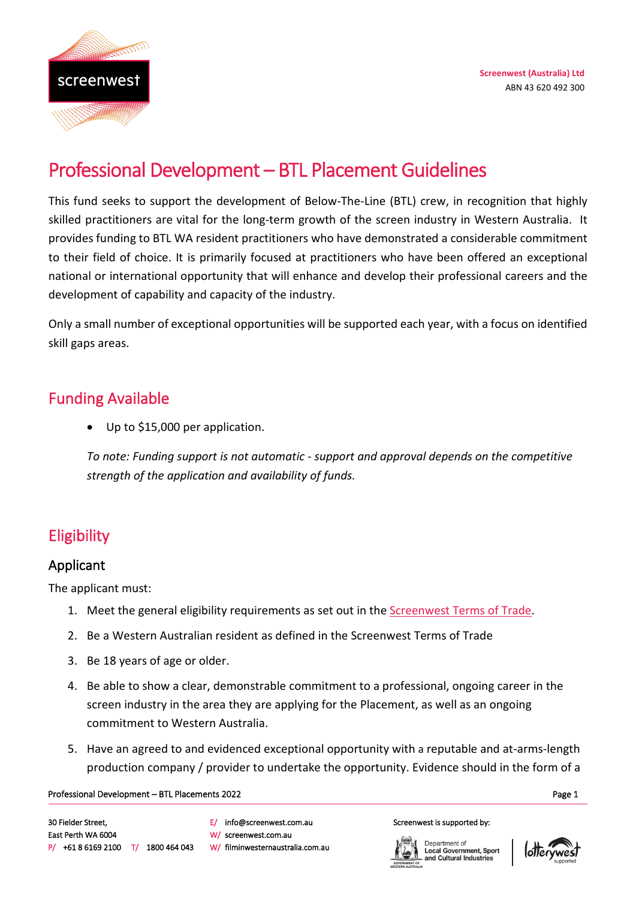Screenwest (Australia) Ltd
ABN 43 620 492 300

# Professional Development – BTL Placement Guidelines

This fund seeks to support the development of Below-The-Line (BTL) crew, in recognition that highly skilled practitioners are vital for the long-term growth of the screen industry in Western Australia. It provides funding to BTL WA resident practitioners who have demonstrated a considerable commitment to their field of choice. It is primarily focused at practitioners who have been offered an exceptional national or international opportunity that will enhance and develop their professional careers and the development of capability and capacity of the industry.

Only a small number of exceptional opportunities will be supported each year, with a focus on identified skill gaps areas.

## Funding Available

- Up to $15,000 per application.

*To note: Funding support is not automatic - support and approval depends on the competitive strength of the application and availability of funds.*

## Eligibility

### Applicant

The applicant must:

1. Meet the general eligibility requirements as set out in the Screenwest Terms of Trade.
2. Be a Western Australian resident as defined in the Screenwest Terms of Trade
3. Be 18 years of age or older.
4. Be able to show a clear, demonstrable commitment to a professional, ongoing career in the screen industry in the area they are applying for the Placement, as well as an ongoing commitment to Western Australia.
5. Have an agreed to and evidenced exceptional opportunity with a reputable and at-arms-length production company / provider to undertake the opportunity. Evidence should in the form of a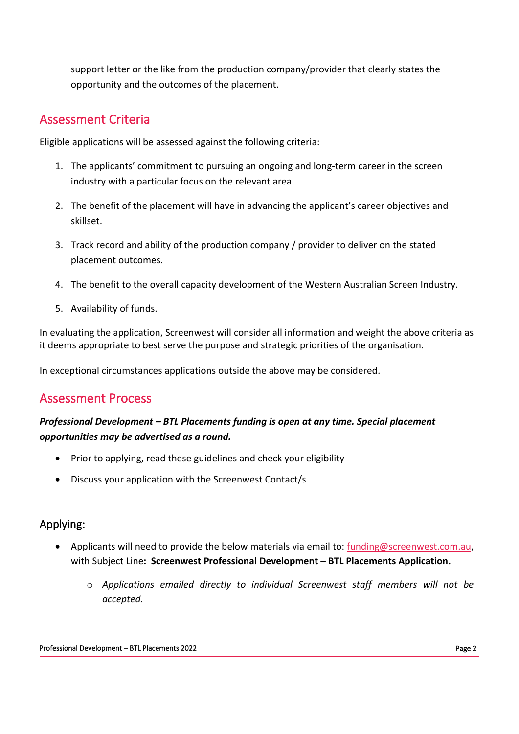support letter or the like from the production company/provider that clearly states the opportunity and the outcomes of the placement.

## Assessment Criteria

Eligible applications will be assessed against the following criteria:

1. The applicants' commitment to pursuing an ongoing and long-term career in the screen industry with a particular focus on the relevant area.

2. The benefit of the placement will have in advancing the applicant's career objectives and skillset.

3. Track record and ability of the production company / provider to deliver on the stated placement outcomes.

4. The benefit to the overall capacity development of the Western Australian Screen Industry.

5. Availability of funds.

In evaluating the application, Screenwest will consider all information and weight the above criteria as it deems appropriate to best serve the purpose and strategic priorities of the organisation.

In exceptional circumstances applications outside the above may be considered.

## Assessment Process

***Professional Development – BTL Placements funding is open at any time. Special placement opportunities may be advertised as a round.***

- Prior to applying, read these guidelines and check your eligibility
- Discuss your application with the Screenwest Contact/s

### Applying:

- Applicants will need to provide the below materials via email to: funding@screenwest.com.au, with Subject Line**: Screenwest Professional Development – BTL Placements Application.**
  - *Applications emailed directly to individual Screenwest staff members will not be accepted.*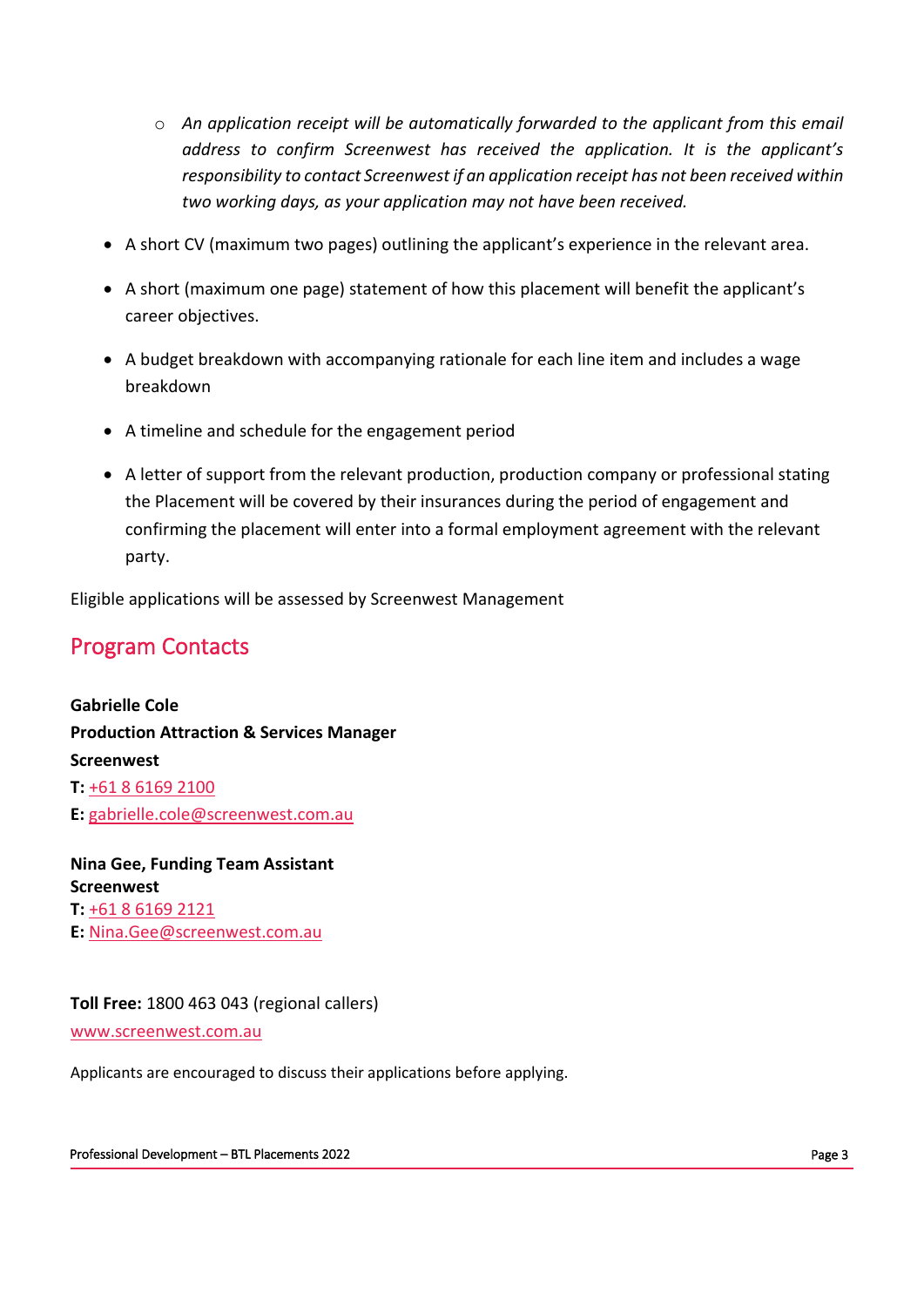- *An application receipt will be automatically forwarded to the applicant from this email address to confirm Screenwest has received the application. It is the applicant's responsibility to contact Screenwest if an application receipt has not been received within two working days, as your application may not have been received.*
- A short CV (maximum two pages) outlining the applicant's experience in the relevant area.
- A short (maximum one page) statement of how this placement will benefit the applicant's career objectives.
- A budget breakdown with accompanying rationale for each line item and includes a wage breakdown
- A timeline and schedule for the engagement period
- A letter of support from the relevant production, production company or professional stating the Placement will be covered by their insurances during the period of engagement and confirming the placement will enter into a formal employment agreement with the relevant party.

Eligible applications will be assessed by Screenwest Management

## Program Contacts

**Gabrielle Cole**
**Production Attraction & Services Manager**
**Screenwest**
**T:** +61 8 6169 2100
**E:** gabrielle.cole@screenwest.com.au

**Nina Gee, Funding Team Assistant**
**Screenwest**
**T:** +61 8 6169 2121
**E:** Nina.Gee@screenwest.com.au

**Toll Free:** 1800 463 043 (regional callers)
www.screenwest.com.au

Applicants are encouraged to discuss their applications before applying.